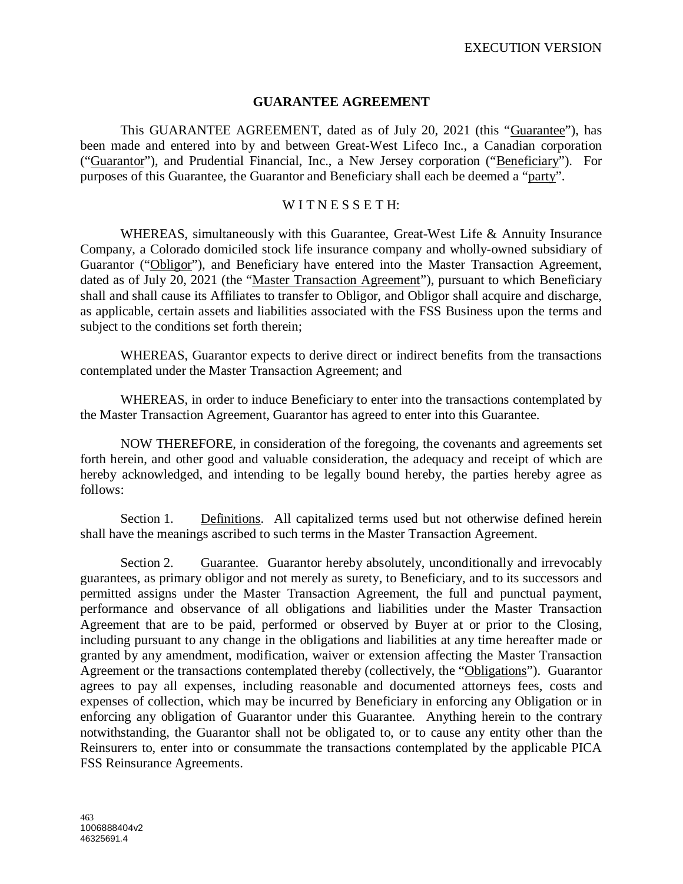EXECUTION VERSION

# GUARANTEE AGREEMENT

This GUARANTEE AGREEMENT, dated as of July 20, 2021 (this "Guarantee"), has been made and entered into by and between Great-West Lifeco Inc., a Canadian corporation ("Guarantor"), and Prudential Financial, Inc., a New Jersey corporation ("Beneficiary"). For purposes of this Guarantee, the Guarantor and Beneficiary shall each be deemed a "party".

W I T N E S S E T H:

WHEREAS, simultaneously with this Guarantee, Great-West Life & Annuity Insurance Company, a Colorado domiciled stock life insurance company and wholly-owned subsidiary of Guarantor ("Obligor"), and Beneficiary have entered into the Master Transaction Agreement, dated as of July 20, 2021 (the "Master Transaction Agreement"), pursuant to which Beneficiary shall and shall cause its Affiliates to transfer to Obligor, and Obligor shall acquire and discharge, as applicable, certain assets and liabilities associated with the FSS Business upon the terms and subject to the conditions set forth therein;

WHEREAS, Guarantor expects to derive direct or indirect benefits from the transactions contemplated under the Master Transaction Agreement; and

WHEREAS, in order to induce Beneficiary to enter into the transactions contemplated by the Master Transaction Agreement, Guarantor has agreed to enter into this Guarantee.

NOW THEREFORE, in consideration of the foregoing, the covenants and agreements set forth herein, and other good and valuable consideration, the adequacy and receipt of which are hereby acknowledged, and intending to be legally bound hereby, the parties hereby agree as follows:

Section 1. Definitions. All capitalized terms used but not otherwise defined herein shall have the meanings ascribed to such terms in the Master Transaction Agreement.

Section 2. Guarantee. Guarantor hereby absolutely, unconditionally and irrevocably guarantees, as primary obligor and not merely as surety, to Beneficiary, and to its successors and permitted assigns under the Master Transaction Agreement, the full and punctual payment, performance and observance of all obligations and liabilities under the Master Transaction Agreement that are to be paid, performed or observed by Buyer at or prior to the Closing, including pursuant to any change in the obligations and liabilities at any time hereafter made or granted by any amendment, modification, waiver or extension affecting the Master Transaction Agreement or the transactions contemplated thereby (collectively, the "Obligations"). Guarantor agrees to pay all expenses, including reasonable and documented attorneys fees, costs and expenses of collection, which may be incurred by Beneficiary in enforcing any Obligation or in enforcing any obligation of Guarantor under this Guarantee. Anything herein to the contrary notwithstanding, the Guarantor shall not be obligated to, or to cause any entity other than the Reinsurers to, enter into or consummate the transactions contemplated by the applicable PICA FSS Reinsurance Agreements.

463
1006888404v2
46325691.4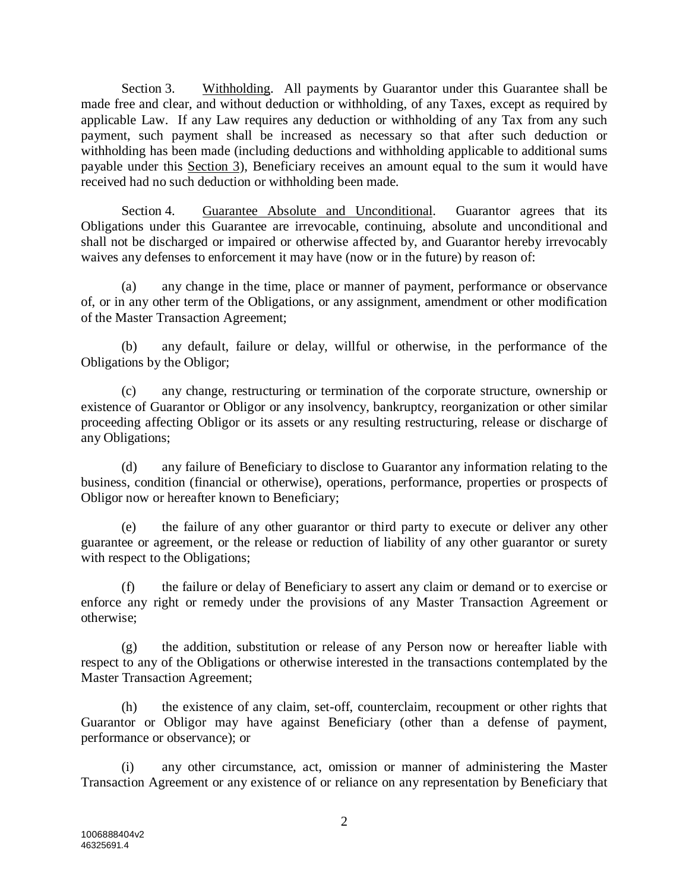Section 3. Withholding. All payments by Guarantor under this Guarantee shall be made free and clear, and without deduction or withholding, of any Taxes, except as required by applicable Law. If any Law requires any deduction or withholding of any Tax from any such payment, such payment shall be increased as necessary so that after such deduction or withholding has been made (including deductions and withholding applicable to additional sums payable under this Section 3), Beneficiary receives an amount equal to the sum it would have received had no such deduction or withholding been made.

Section 4. Guarantee Absolute and Unconditional. Guarantor agrees that its Obligations under this Guarantee are irrevocable, continuing, absolute and unconditional and shall not be discharged or impaired or otherwise affected by, and Guarantor hereby irrevocably waives any defenses to enforcement it may have (now or in the future) by reason of:

(a) any change in the time, place or manner of payment, performance or observance of, or in any other term of the Obligations, or any assignment, amendment or other modification of the Master Transaction Agreement;

(b) any default, failure or delay, willful or otherwise, in the performance of the Obligations by the Obligor;

(c) any change, restructuring or termination of the corporate structure, ownership or existence of Guarantor or Obligor or any insolvency, bankruptcy, reorganization or other similar proceeding affecting Obligor or its assets or any resulting restructuring, release or discharge of any Obligations;

(d) any failure of Beneficiary to disclose to Guarantor any information relating to the business, condition (financial or otherwise), operations, performance, properties or prospects of Obligor now or hereafter known to Beneficiary;

(e) the failure of any other guarantor or third party to execute or deliver any other guarantee or agreement, or the release or reduction of liability of any other guarantor or surety with respect to the Obligations;

(f) the failure or delay of Beneficiary to assert any claim or demand or to exercise or enforce any right or remedy under the provisions of any Master Transaction Agreement or otherwise;

(g) the addition, substitution or release of any Person now or hereafter liable with respect to any of the Obligations or otherwise interested in the transactions contemplated by the Master Transaction Agreement;

(h) the existence of any claim, set-off, counterclaim, recoupment or other rights that Guarantor or Obligor may have against Beneficiary (other than a defense of payment, performance or observance); or

(i) any other circumstance, act, omission or manner of administering the Master Transaction Agreement or any existence of or reliance on any representation by Beneficiary that

1006888404v2
46325691.4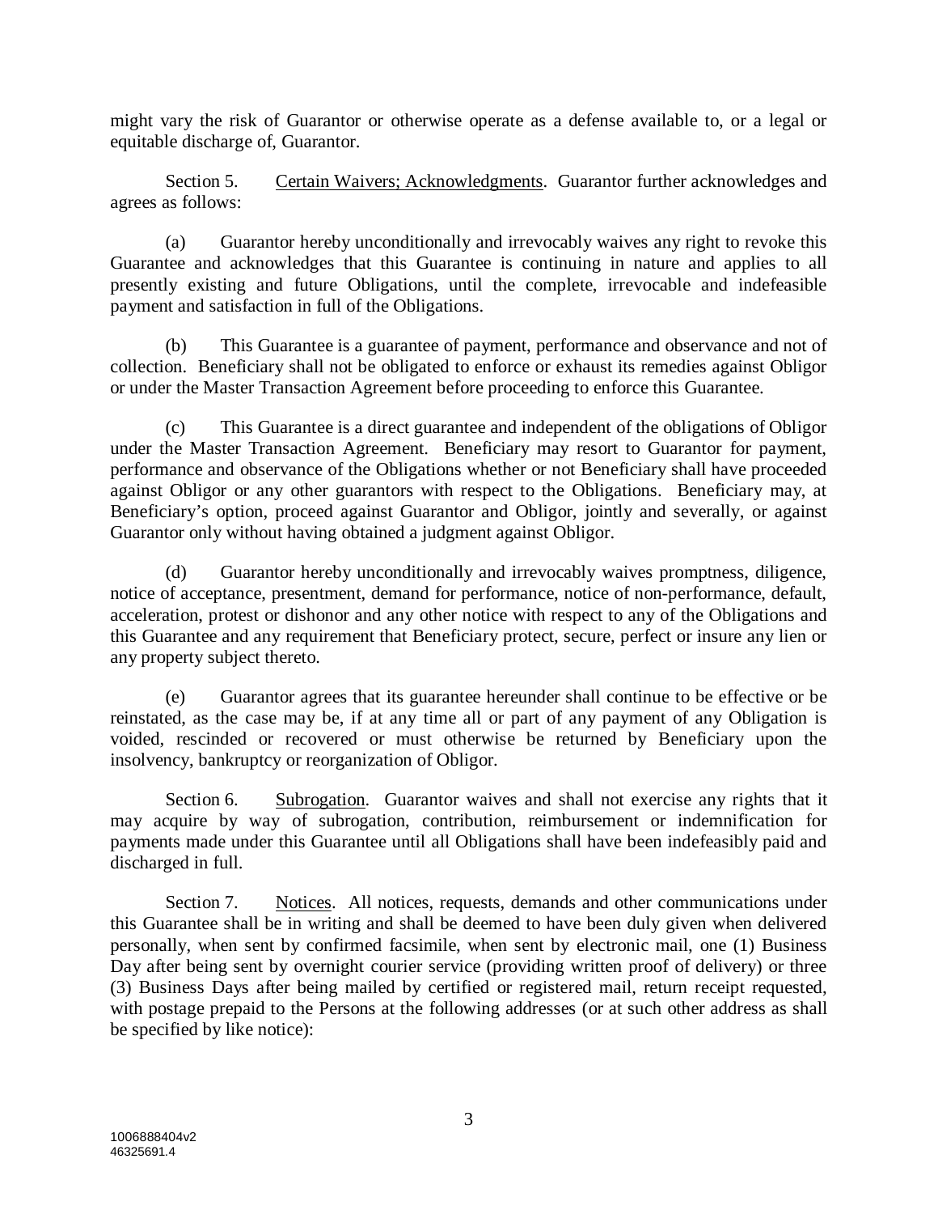might vary the risk of Guarantor or otherwise operate as a defense available to, or a legal or equitable discharge of, Guarantor.

Section 5. Certain Waivers; Acknowledgments. Guarantor further acknowledges and agrees as follows:

(a) Guarantor hereby unconditionally and irrevocably waives any right to revoke this Guarantee and acknowledges that this Guarantee is continuing in nature and applies to all presently existing and future Obligations, until the complete, irrevocable and indefeasible payment and satisfaction in full of the Obligations.

(b) This Guarantee is a guarantee of payment, performance and observance and not of collection. Beneficiary shall not be obligated to enforce or exhaust its remedies against Obligor or under the Master Transaction Agreement before proceeding to enforce this Guarantee.

(c) This Guarantee is a direct guarantee and independent of the obligations of Obligor under the Master Transaction Agreement. Beneficiary may resort to Guarantor for payment, performance and observance of the Obligations whether or not Beneficiary shall have proceeded against Obligor or any other guarantors with respect to the Obligations. Beneficiary may, at Beneficiary's option, proceed against Guarantor and Obligor, jointly and severally, or against Guarantor only without having obtained a judgment against Obligor.

(d) Guarantor hereby unconditionally and irrevocably waives promptness, diligence, notice of acceptance, presentment, demand for performance, notice of non-performance, default, acceleration, protest or dishonor and any other notice with respect to any of the Obligations and this Guarantee and any requirement that Beneficiary protect, secure, perfect or insure any lien or any property subject thereto.

(e) Guarantor agrees that its guarantee hereunder shall continue to be effective or be reinstated, as the case may be, if at any time all or part of any payment of any Obligation is voided, rescinded or recovered or must otherwise be returned by Beneficiary upon the insolvency, bankruptcy or reorganization of Obligor.

Section 6. Subrogation. Guarantor waives and shall not exercise any rights that it may acquire by way of subrogation, contribution, reimbursement or indemnification for payments made under this Guarantee until all Obligations shall have been indefeasibly paid and discharged in full.

Section 7. Notices. All notices, requests, demands and other communications under this Guarantee shall be in writing and shall be deemed to have been duly given when delivered personally, when sent by confirmed facsimile, when sent by electronic mail, one (1) Business Day after being sent by overnight courier service (providing written proof of delivery) or three (3) Business Days after being mailed by certified or registered mail, return receipt requested, with postage prepaid to the Persons at the following addresses (or at such other address as shall be specified by like notice):

1006888404v2
46325691.4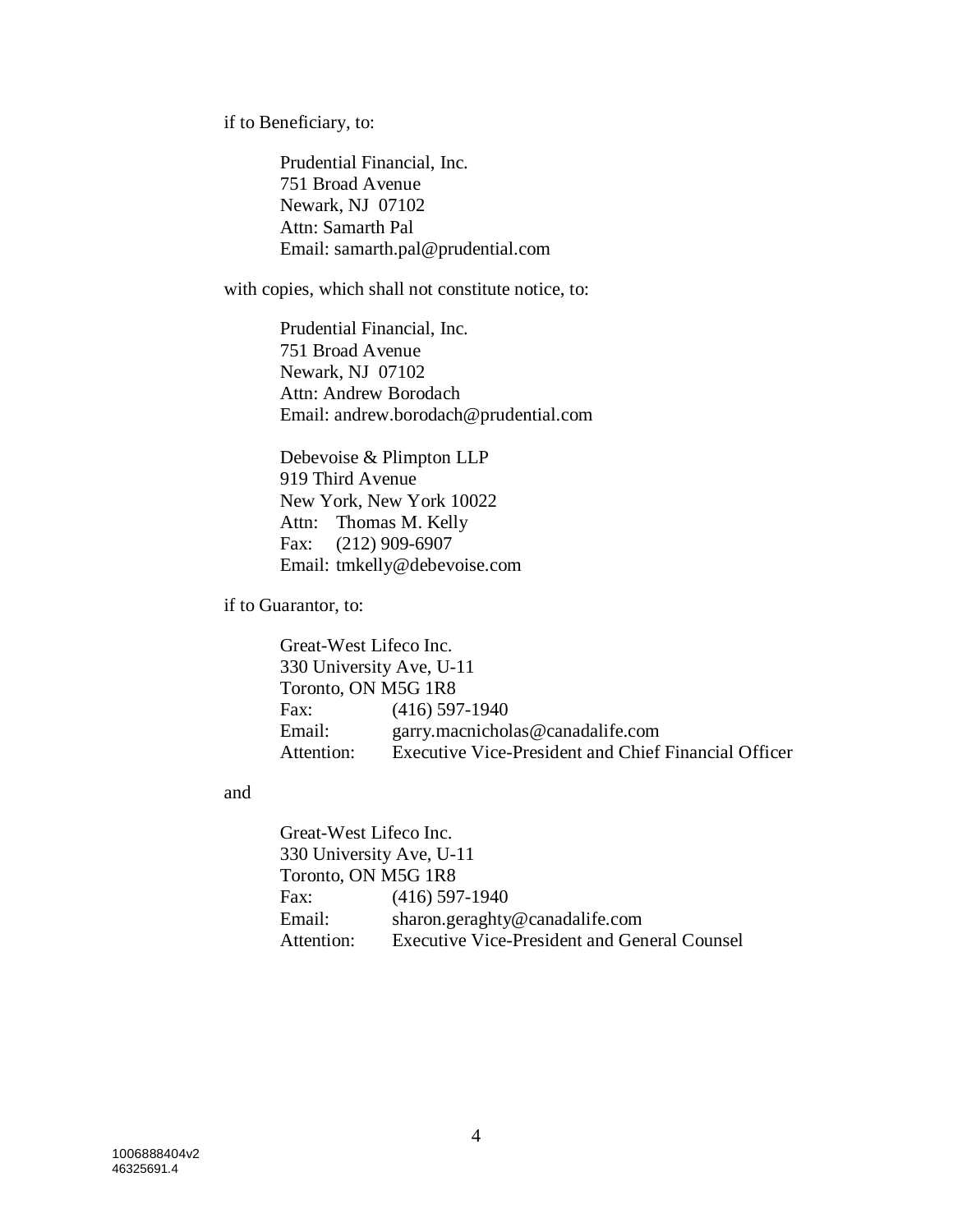if to Beneficiary, to:

> Prudential Financial, Inc.
> 751 Broad Avenue
> Newark, NJ 07102
> Attn: Samarth Pal
> Email: samarth.pal@prudential.com

with copies, which shall not constitute notice, to:

> Prudential Financial, Inc.
> 751 Broad Avenue
> Newark, NJ 07102
> Attn: Andrew Borodach
> Email: andrew.borodach@prudential.com

> Debevoise & Plimpton LLP
> 919 Third Avenue
> New York, New York 10022
> Attn: Thomas M. Kelly
> Fax: (212) 909-6907
> Email: tmkelly@debevoise.com

if to Guarantor, to:

> Great-West Lifeco Inc.
> 330 University Ave, U-11
> Toronto, ON M5G 1R8
> Fax: (416) 597-1940
> Email: garry.macnicholas@canadalife.com
> Attention: Executive Vice-President and Chief Financial Officer

and

> Great-West Lifeco Inc.
> 330 University Ave, U-11
> Toronto, ON M5G 1R8
> Fax: (416) 597-1940
> Email: sharon.geraghty@canadalife.com
> Attention: Executive Vice-President and General Counsel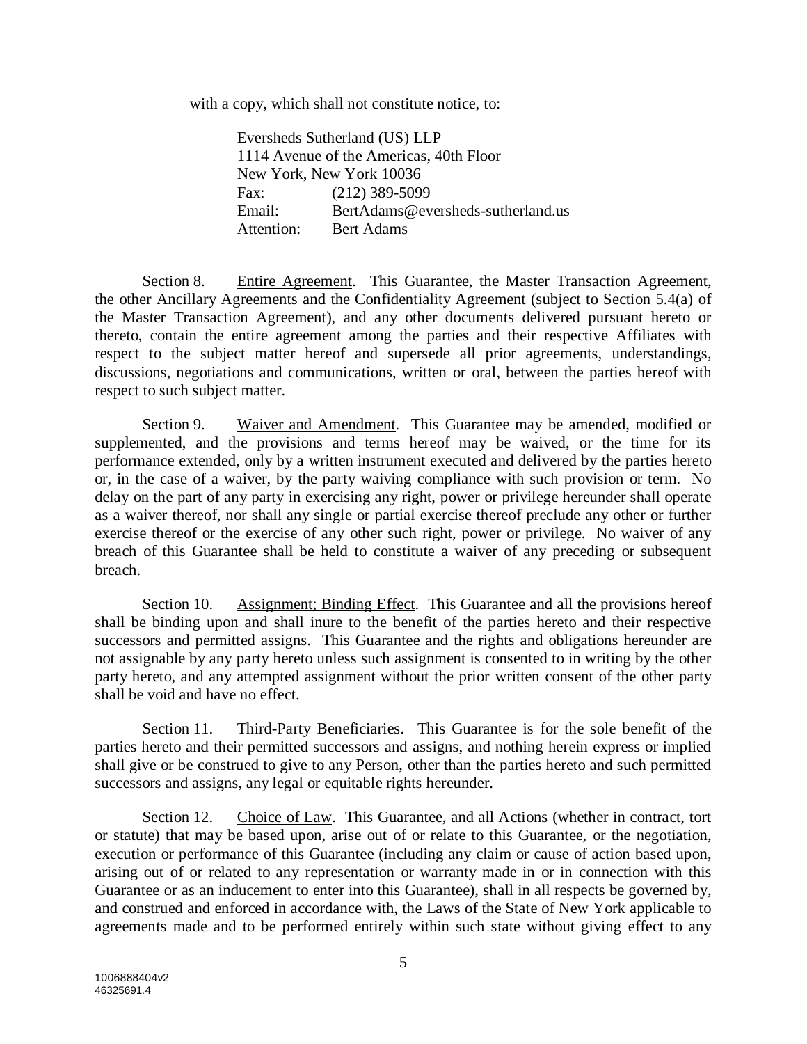with a copy, which shall not constitute notice, to:

Eversheds Sutherland (US) LLP
1114 Avenue of the Americas, 40th Floor
New York, New York 10036
Fax: (212) 389-5099
Email: BertAdams@eversheds-sutherland.us
Attention: Bert Adams

Section 8. Entire Agreement. This Guarantee, the Master Transaction Agreement, the other Ancillary Agreements and the Confidentiality Agreement (subject to Section 5.4(a) of the Master Transaction Agreement), and any other documents delivered pursuant hereto or thereto, contain the entire agreement among the parties and their respective Affiliates with respect to the subject matter hereof and supersede all prior agreements, understandings, discussions, negotiations and communications, written or oral, between the parties hereof with respect to such subject matter.

Section 9. Waiver and Amendment. This Guarantee may be amended, modified or supplemented, and the provisions and terms hereof may be waived, or the time for its performance extended, only by a written instrument executed and delivered by the parties hereto or, in the case of a waiver, by the party waiving compliance with such provision or term. No delay on the part of any party in exercising any right, power or privilege hereunder shall operate as a waiver thereof, nor shall any single or partial exercise thereof preclude any other or further exercise thereof or the exercise of any other such right, power or privilege. No waiver of any breach of this Guarantee shall be held to constitute a waiver of any preceding or subsequent breach.

Section 10. Assignment; Binding Effect. This Guarantee and all the provisions hereof shall be binding upon and shall inure to the benefit of the parties hereto and their respective successors and permitted assigns. This Guarantee and the rights and obligations hereunder are not assignable by any party hereto unless such assignment is consented to in writing by the other party hereto, and any attempted assignment without the prior written consent of the other party shall be void and have no effect.

Section 11. Third-Party Beneficiaries. This Guarantee is for the sole benefit of the parties hereto and their permitted successors and assigns, and nothing herein express or implied shall give or be construed to give to any Person, other than the parties hereto and such permitted successors and assigns, any legal or equitable rights hereunder.

Section 12. Choice of Law. This Guarantee, and all Actions (whether in contract, tort or statute) that may be based upon, arise out of or relate to this Guarantee, or the negotiation, execution or performance of this Guarantee (including any claim or cause of action based upon, arising out of or related to any representation or warranty made in or in connection with this Guarantee or as an inducement to enter into this Guarantee), shall in all respects be governed by, and construed and enforced in accordance with, the Laws of the State of New York applicable to agreements made and to be performed entirely within such state without giving effect to any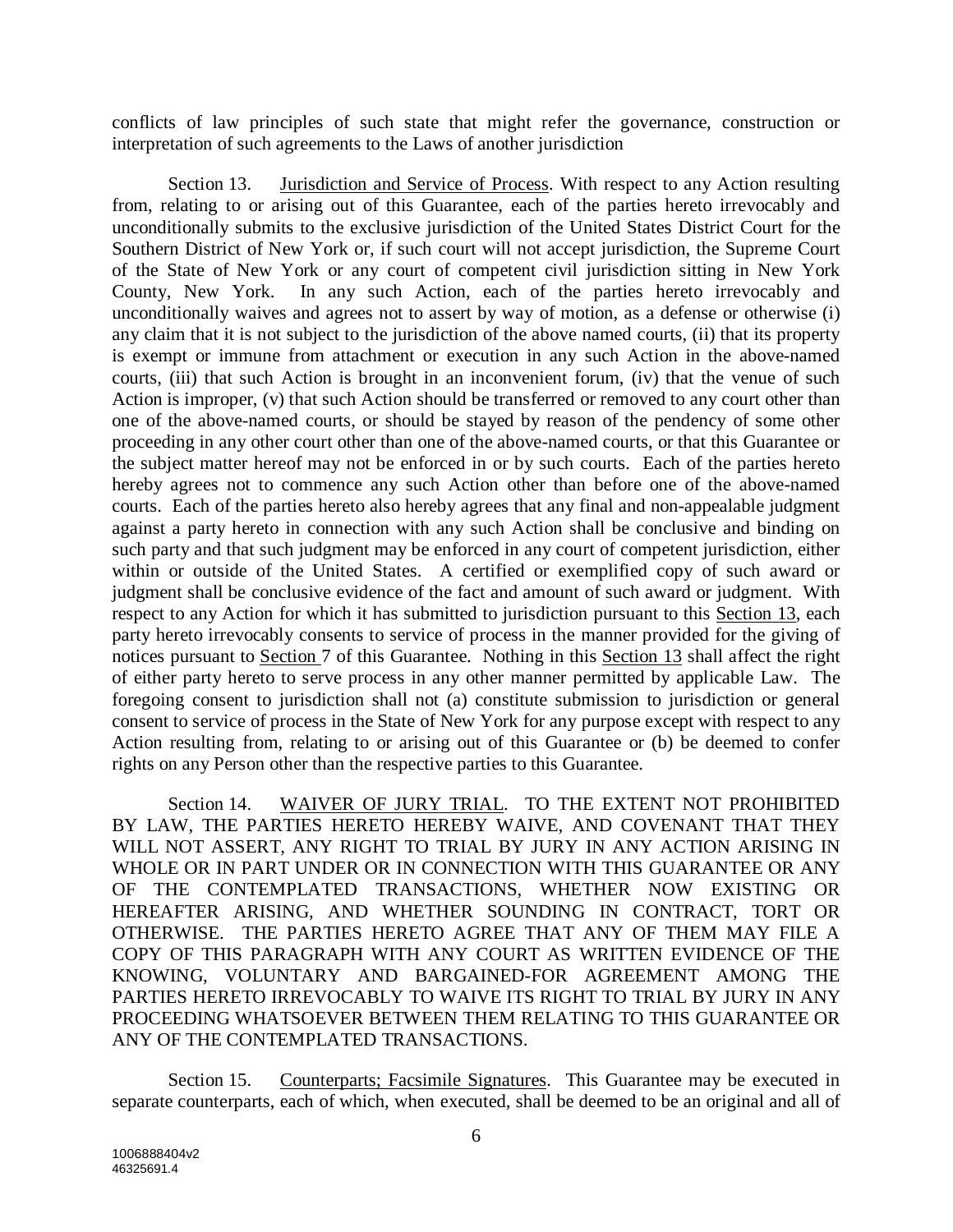conflicts of law principles of such state that might refer the governance, construction or interpretation of such agreements to the Laws of another jurisdiction

Section 13. Jurisdiction and Service of Process. With respect to any Action resulting from, relating to or arising out of this Guarantee, each of the parties hereto irrevocably and unconditionally submits to the exclusive jurisdiction of the United States District Court for the Southern District of New York or, if such court will not accept jurisdiction, the Supreme Court of the State of New York or any court of competent civil jurisdiction sitting in New York County, New York. In any such Action, each of the parties hereto irrevocably and unconditionally waives and agrees not to assert by way of motion, as a defense or otherwise (i) any claim that it is not subject to the jurisdiction of the above named courts, (ii) that its property is exempt or immune from attachment or execution in any such Action in the above-named courts, (iii) that such Action is brought in an inconvenient forum, (iv) that the venue of such Action is improper, (v) that such Action should be transferred or removed to any court other than one of the above-named courts, or should be stayed by reason of the pendency of some other proceeding in any other court other than one of the above-named courts, or that this Guarantee or the subject matter hereof may not be enforced in or by such courts. Each of the parties hereto hereby agrees not to commence any such Action other than before one of the above-named courts. Each of the parties hereto also hereby agrees that any final and non-appealable judgment against a party hereto in connection with any such Action shall be conclusive and binding on such party and that such judgment may be enforced in any court of competent jurisdiction, either within or outside of the United States. A certified or exemplified copy of such award or judgment shall be conclusive evidence of the fact and amount of such award or judgment. With respect to any Action for which it has submitted to jurisdiction pursuant to this Section 13, each party hereto irrevocably consents to service of process in the manner provided for the giving of notices pursuant to Section 7 of this Guarantee. Nothing in this Section 13 shall affect the right of either party hereto to serve process in any other manner permitted by applicable Law. The foregoing consent to jurisdiction shall not (a) constitute submission to jurisdiction or general consent to service of process in the State of New York for any purpose except with respect to any Action resulting from, relating to or arising out of this Guarantee or (b) be deemed to confer rights on any Person other than the respective parties to this Guarantee.

Section 14. WAIVER OF JURY TRIAL. TO THE EXTENT NOT PROHIBITED BY LAW, THE PARTIES HERETO HEREBY WAIVE, AND COVENANT THAT THEY WILL NOT ASSERT, ANY RIGHT TO TRIAL BY JURY IN ANY ACTION ARISING IN WHOLE OR IN PART UNDER OR IN CONNECTION WITH THIS GUARANTEE OR ANY OF THE CONTEMPLATED TRANSACTIONS, WHETHER NOW EXISTING OR HEREAFTER ARISING, AND WHETHER SOUNDING IN CONTRACT, TORT OR OTHERWISE. THE PARTIES HERETO AGREE THAT ANY OF THEM MAY FILE A COPY OF THIS PARAGRAPH WITH ANY COURT AS WRITTEN EVIDENCE OF THE KNOWING, VOLUNTARY AND BARGAINED-FOR AGREEMENT AMONG THE PARTIES HERETO IRREVOCABLY TO WAIVE ITS RIGHT TO TRIAL BY JURY IN ANY PROCEEDING WHATSOEVER BETWEEN THEM RELATING TO THIS GUARANTEE OR ANY OF THE CONTEMPLATED TRANSACTIONS.

Section 15. Counterparts; Facsimile Signatures. This Guarantee may be executed in separate counterparts, each of which, when executed, shall be deemed to be an original and all of

1006888404v2
46325691.4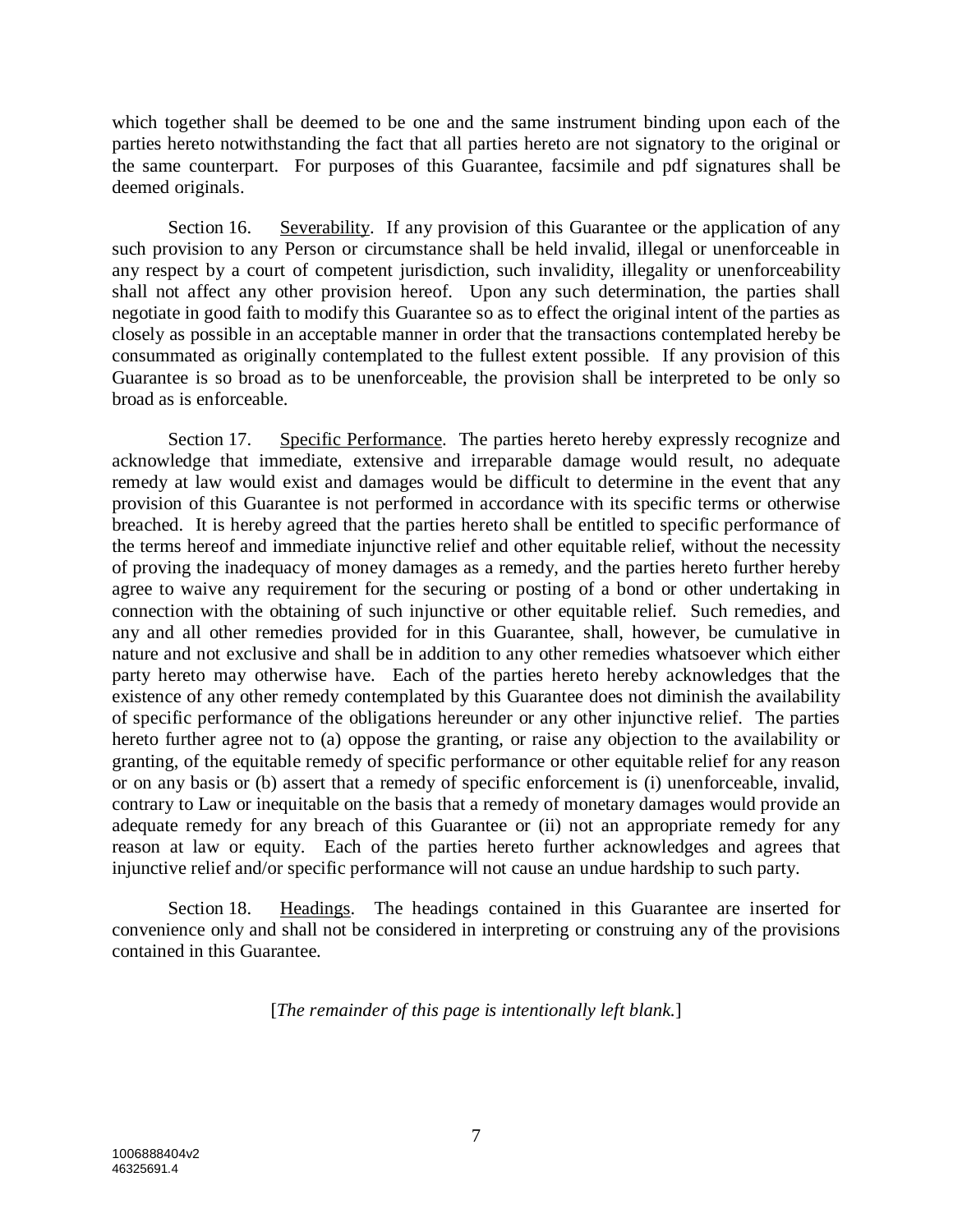which together shall be deemed to be one and the same instrument binding upon each of the parties hereto notwithstanding the fact that all parties hereto are not signatory to the original or the same counterpart. For purposes of this Guarantee, facsimile and pdf signatures shall be deemed originals.

Section 16. Severability. If any provision of this Guarantee or the application of any such provision to any Person or circumstance shall be held invalid, illegal or unenforceable in any respect by a court of competent jurisdiction, such invalidity, illegality or unenforceability shall not affect any other provision hereof. Upon any such determination, the parties shall negotiate in good faith to modify this Guarantee so as to effect the original intent of the parties as closely as possible in an acceptable manner in order that the transactions contemplated hereby be consummated as originally contemplated to the fullest extent possible. If any provision of this Guarantee is so broad as to be unenforceable, the provision shall be interpreted to be only so broad as is enforceable.

Section 17. Specific Performance. The parties hereto hereby expressly recognize and acknowledge that immediate, extensive and irreparable damage would result, no adequate remedy at law would exist and damages would be difficult to determine in the event that any provision of this Guarantee is not performed in accordance with its specific terms or otherwise breached. It is hereby agreed that the parties hereto shall be entitled to specific performance of the terms hereof and immediate injunctive relief and other equitable relief, without the necessity of proving the inadequacy of money damages as a remedy, and the parties hereto further hereby agree to waive any requirement for the securing or posting of a bond or other undertaking in connection with the obtaining of such injunctive or other equitable relief. Such remedies, and any and all other remedies provided for in this Guarantee, shall, however, be cumulative in nature and not exclusive and shall be in addition to any other remedies whatsoever which either party hereto may otherwise have. Each of the parties hereto hereby acknowledges that the existence of any other remedy contemplated by this Guarantee does not diminish the availability of specific performance of the obligations hereunder or any other injunctive relief. The parties hereto further agree not to (a) oppose the granting, or raise any objection to the availability or granting, of the equitable remedy of specific performance or other equitable relief for any reason or on any basis or (b) assert that a remedy of specific enforcement is (i) unenforceable, invalid, contrary to Law or inequitable on the basis that a remedy of monetary damages would provide an adequate remedy for any breach of this Guarantee or (ii) not an appropriate remedy for any reason at law or equity. Each of the parties hereto further acknowledges and agrees that injunctive relief and/or specific performance will not cause an undue hardship to such party.

Section 18. Headings. The headings contained in this Guarantee are inserted for convenience only and shall not be considered in interpreting or construing any of the provisions contained in this Guarantee.

[*The remainder of this page is intentionally left blank.*]

1006888404v2
46325691.4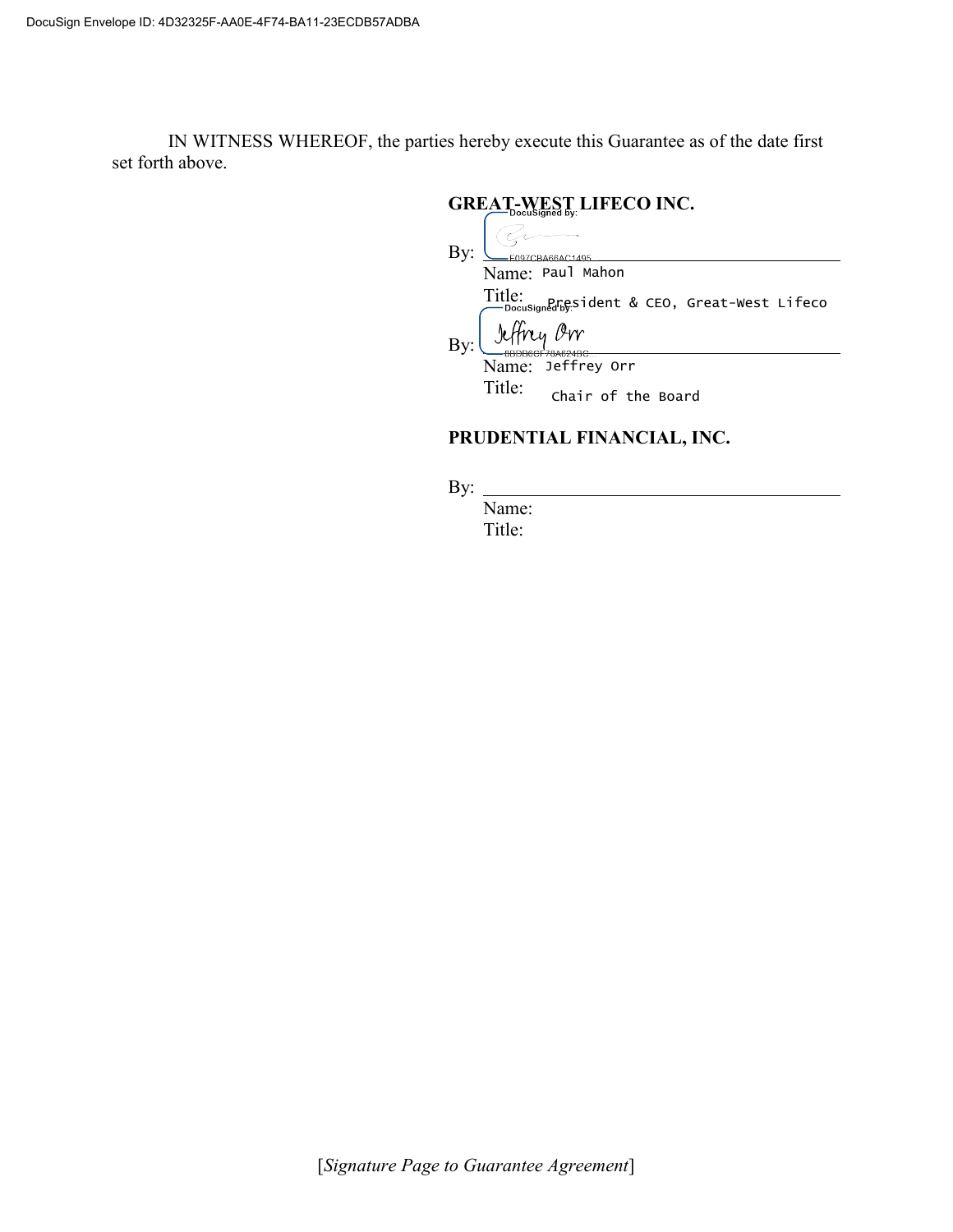IN WITNESS WHEREOF, the parties hereby execute this Guarantee as of the date first set forth above.

**GREAT-WEST LIFECO INC.**

By: ______________________________
Name: Paul Mahon
Title: President & CEO, Great-West Lifeco

By: Jeffrey Orr
Name: Jeffrey Orr
Title: Chair of the Board

**PRUDENTIAL FINANCIAL, INC.**

By: ______________________________
Name:
Title:

[*Signature Page to Guarantee Agreement*]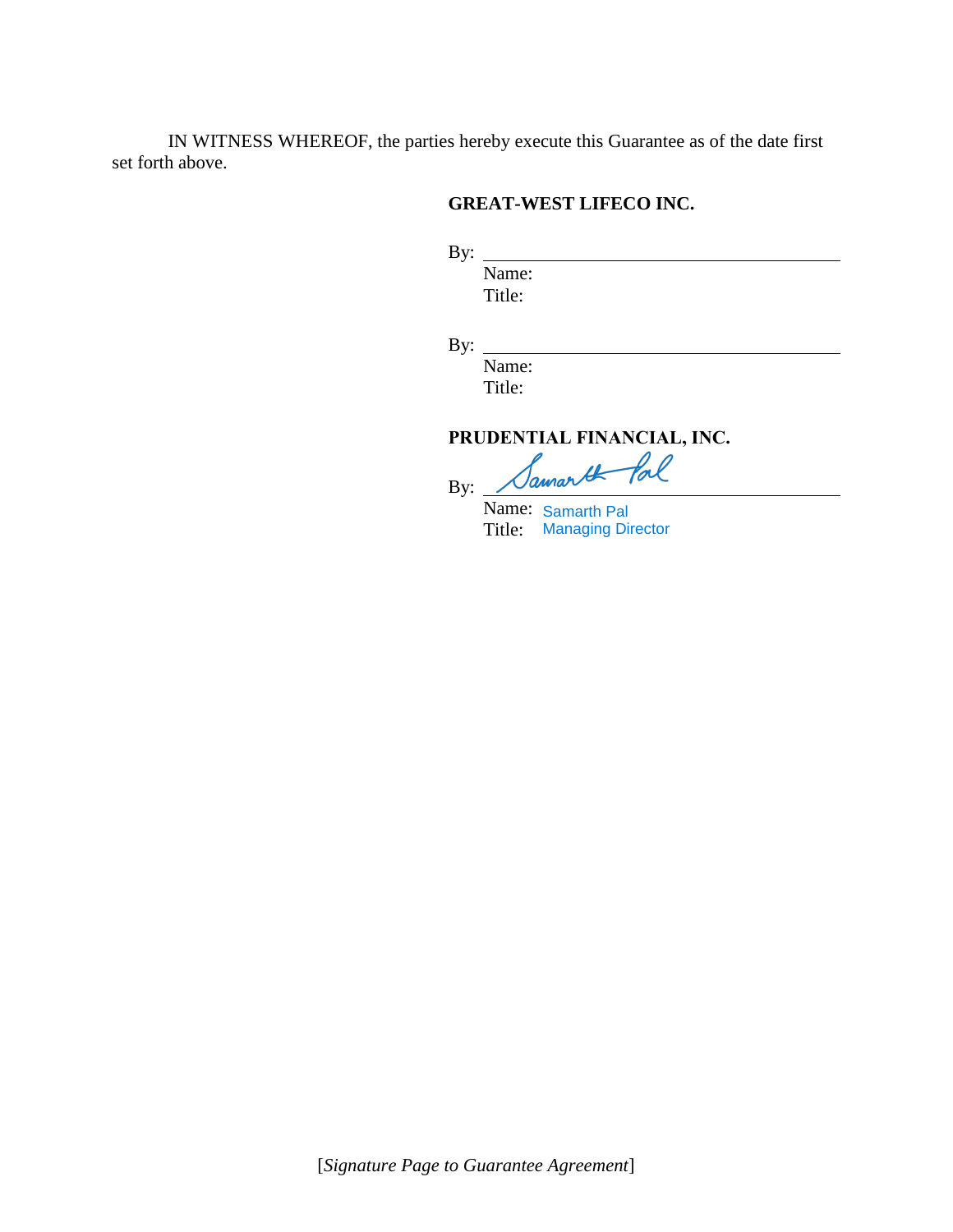IN WITNESS WHEREOF, the parties hereby execute this Guarantee as of the date first set forth above.

**GREAT-WEST LIFECO INC.**

By: \_\_\_\_\_\_\_\_\_\_\_\_\_\_\_\_\_\_\_\_\_\_\_\_\_\_\_\_\_\_
Name:
Title:

By: \_\_\_\_\_\_\_\_\_\_\_\_\_\_\_\_\_\_\_\_\_\_\_\_\_\_\_\_\_\_
Name:
Title:

**PRUDENTIAL FINANCIAL, INC.**

By: Samarth Pal
Name: Samarth Pal
Title: Managing Director

[*Signature Page to Guarantee Agreement*]